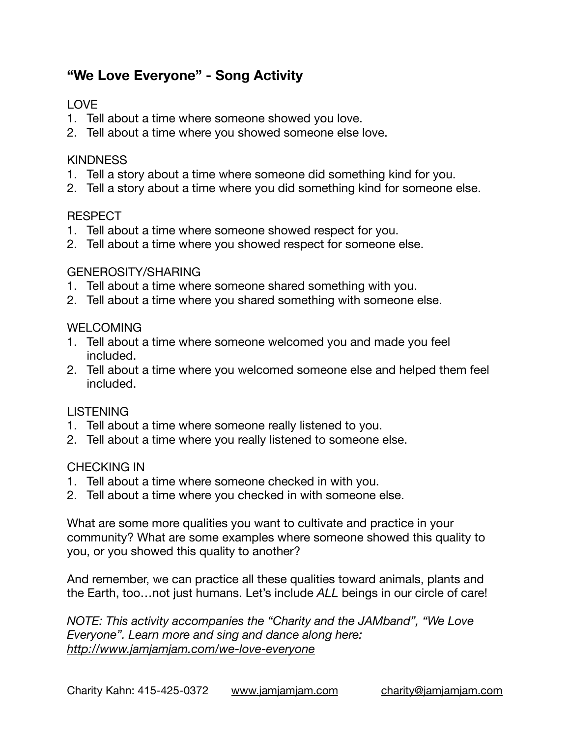## "We Love Everyone" - Song Activity

LOVE

1. Tell about a time where someone showed you love.
2. Tell about a time where you showed someone else love.

KINDNESS

1. Tell a story about a time where someone did something kind for you.
2. Tell a story about a time where you did something kind for someone else.

RESPECT

1. Tell about a time where someone showed respect for you.
2. Tell about a time where you showed respect for someone else.

GENEROSITY/SHARING

1. Tell about a time where someone shared something with you.
2. Tell about a time where you shared something with someone else.

WELCOMING

1. Tell about a time where someone welcomed you and made you feel included.
2. Tell about a time where you welcomed someone else and helped them feel included.

LISTENING

1. Tell about a time where someone really listened to you.
2. Tell about a time where you really listened to someone else.

CHECKING IN

1. Tell about a time where someone checked in with you.
2. Tell about a time where you checked in with someone else.

What are some more qualities you want to cultivate and practice in your community? What are some examples where someone showed this quality to you, or you showed this quality to another?

And remember, we can practice all these qualities toward animals, plants and the Earth, too…not just humans. Let's include *ALL* beings in our circle of care!

*NOTE: This activity accompanies the "Charity and the JAMband", "We Love Everyone". Learn more and sing and dance along here: [http://www.jamjamjam.com/we-love-everyone](http://www.jamjamjam.com/we-love-everyone)*

Charity Kahn: 415-425-0372 www.jamjamjam.com charity@jamjamjam.com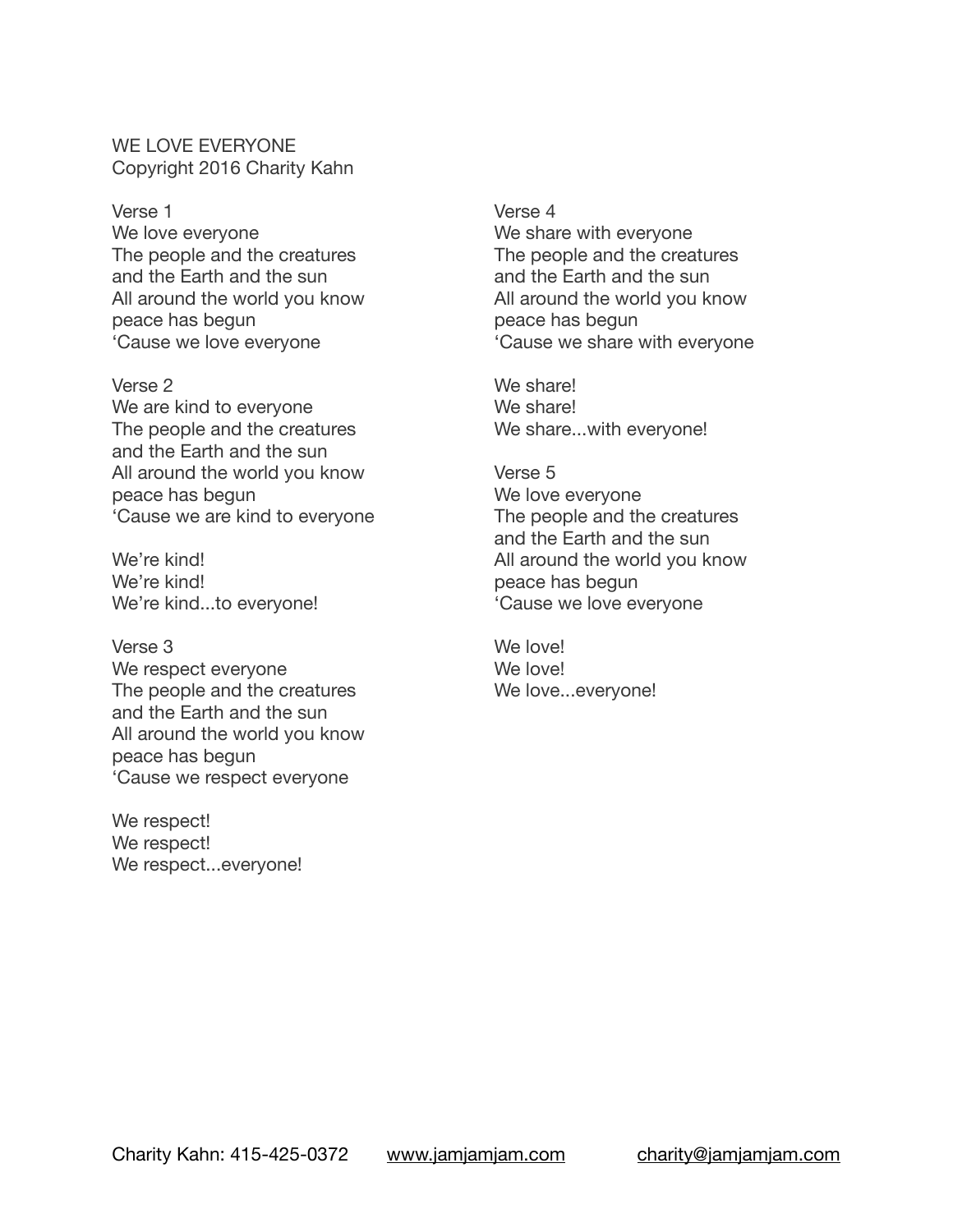WE LOVE EVERYONE
Copyright 2016 Charity Kahn

Verse 1
We love everyone
The people and the creatures
and the Earth and the sun
All around the world you know
peace has begun
'Cause we love everyone

Verse 2
We are kind to everyone
The people and the creatures
and the Earth and the sun
All around the world you know
peace has begun
'Cause we are kind to everyone

We're kind!
We're kind!
We're kind...to everyone!

Verse 3
We respect everyone
The people and the creatures
and the Earth and the sun
All around the world you know
peace has begun
'Cause we respect everyone

We respect!
We respect!
We respect...everyone!

Verse 4
We share with everyone
The people and the creatures
and the Earth and the sun
All around the world you know
peace has begun
'Cause we share with everyone

We share!
We share!
We share...with everyone!

Verse 5
We love everyone
The people and the creatures
and the Earth and the sun
All around the world you know
peace has begun
'Cause we love everyone

We love!
We love!
We love...everyone!